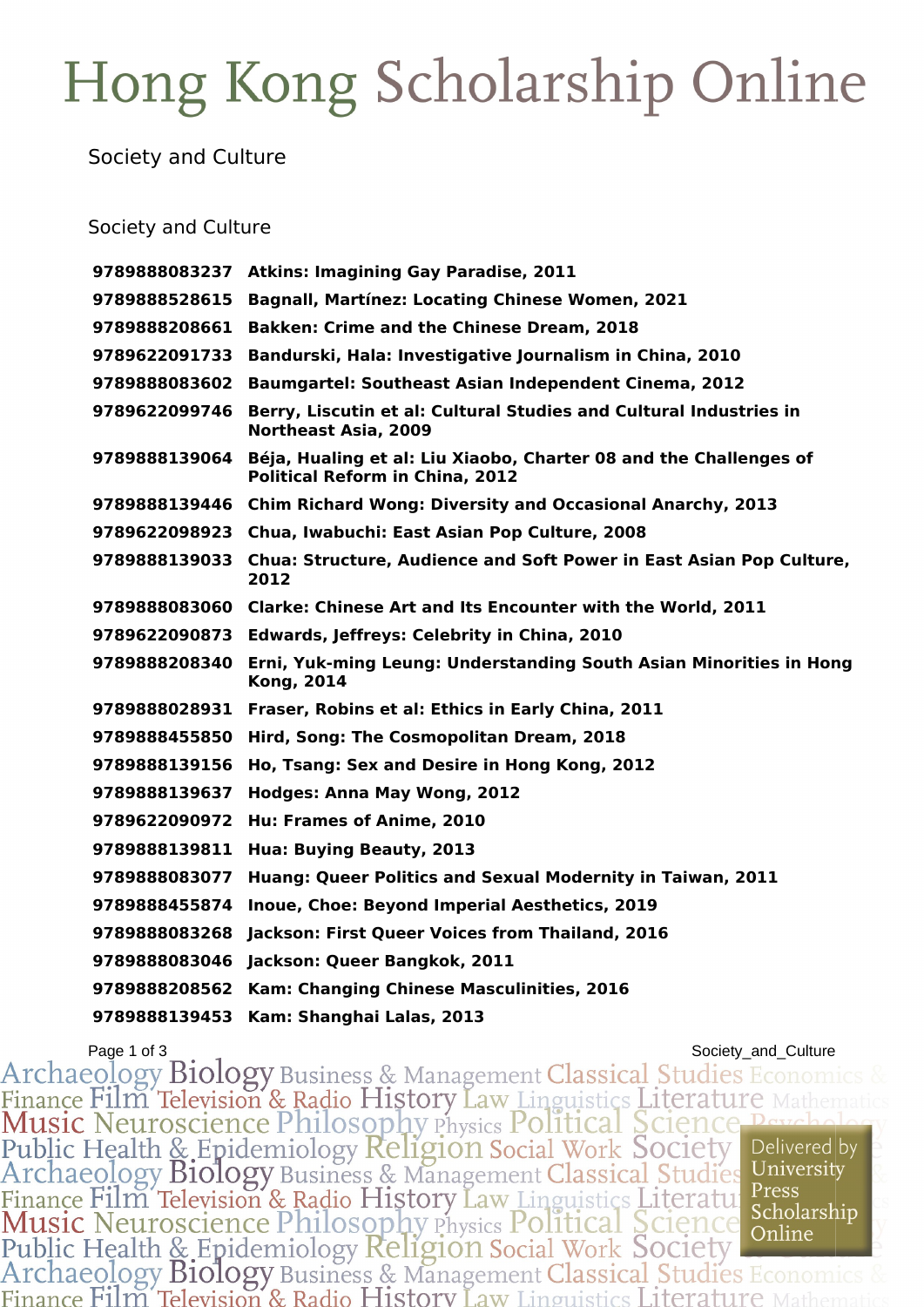# Hong Kong Scholarship Online

Society and Culture

## Society and Culture

| | |
|---|---|
| **9789888083237** | **Atkins: Imagining Gay Paradise, 2011** |
| **9789888528615** | **Bagnall, Martínez: Locating Chinese Women, 2021** |
| **9789888208661** | **Bakken: Crime and the Chinese Dream, 2018** |
| **9789622091733** | **Bandurski, Hala: Investigative Journalism in China, 2010** |
| **9789888083602** | **Baumgartel: Southeast Asian Independent Cinema, 2012** |
| **9789622099746** | **Berry, Liscutin et al: Cultural Studies and Cultural Industries in Northeast Asia, 2009** |
| **9789888139064** | **Béja, Hualing et al: Liu Xiaobo, Charter 08 and the Challenges of Political Reform in China, 2012** |
| **9789888139446** | **Chim Richard Wong: Diversity and Occasional Anarchy, 2013** |
| **9789622098923** | **Chua, Iwabuchi: East Asian Pop Culture, 2008** |
| **9789888139033** | **Chua: Structure, Audience and Soft Power in East Asian Pop Culture, 2012** |
| **9789888083060** | **Clarke: Chinese Art and Its Encounter with the World, 2011** |
| **9789622090873** | **Edwards, Jeffreys: Celebrity in China, 2010** |
| **9789888208340** | **Erni, Yuk-ming Leung: Understanding South Asian Minorities in Hong Kong, 2014** |
| **9789888028931** | **Fraser, Robins et al: Ethics in Early China, 2011** |
| **9789888455850** | **Hird, Song: The Cosmopolitan Dream, 2018** |
| **9789888139156** | **Ho, Tsang: Sex and Desire in Hong Kong, 2012** |
| **9789888139637** | **Hodges: Anna May Wong, 2012** |
| **9789622090972** | **Hu: Frames of Anime, 2010** |
| **9789888139811** | **Hua: Buying Beauty, 2013** |
| **9789888083077** | **Huang: Queer Politics and Sexual Modernity in Taiwan, 2011** |
| **9789888455874** | **Inoue, Choe: Beyond Imperial Aesthetics, 2019** |
| **9789888083268** | **Jackson: First Queer Voices from Thailand, 2016** |
| **9789888083046** | **Jackson: Queer Bangkok, 2011** |
| **9789888208562** | **Kam: Changing Chinese Masculinities, 2016** |
| **9789888139453** | **Kam: Shanghai Lalas, 2013** |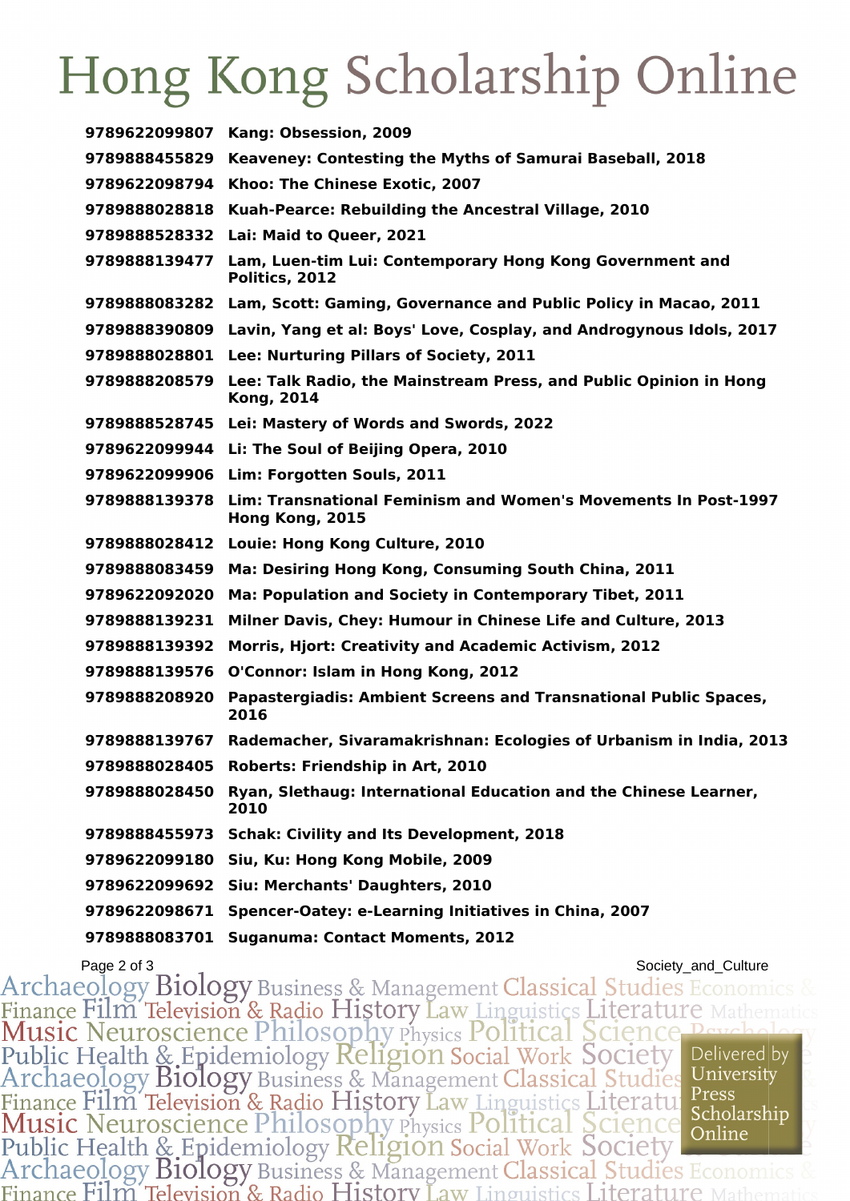| | |
|---|---|
| **9789622099807** | **Kang: Obsession, 2009** |
| **9789888455829** | **Keaveney: Contesting the Myths of Samurai Baseball, 2018** |
| **9789622098794** | **Khoo: The Chinese Exotic, 2007** |
| **9789888028818** | **Kuah-Pearce: Rebuilding the Ancestral Village, 2010** |
| **9789888528332** | **Lai: Maid to Queer, 2021** |
| **9789888139477** | **Lam, Luen-tim Lui: Contemporary Hong Kong Government and Politics, 2012** |
| **9789888083282** | **Lam, Scott: Gaming, Governance and Public Policy in Macao, 2011** |
| **9789888390809** | **Lavin, Yang et al: Boys' Love, Cosplay, and Androgynous Idols, 2017** |
| **9789888028801** | **Lee: Nurturing Pillars of Society, 2011** |
| **9789888208579** | **Lee: Talk Radio, the Mainstream Press, and Public Opinion in Hong Kong, 2014** |
| **9789888528745** | **Lei: Mastery of Words and Swords, 2022** |
| **9789622099944** | **Li: The Soul of Beijing Opera, 2010** |
| **9789622099906** | **Lim: Forgotten Souls, 2011** |
| **9789888139378** | **Lim: Transnational Feminism and Women's Movements In Post-1997 Hong Kong, 2015** |
| **9789888028412** | **Louie: Hong Kong Culture, 2010** |
| **9789888083459** | **Ma: Desiring Hong Kong, Consuming South China, 2011** |
| **9789622092020** | **Ma: Population and Society in Contemporary Tibet, 2011** |
| **9789888139231** | **Milner Davis, Chey: Humour in Chinese Life and Culture, 2013** |
| **9789888139392** | **Morris, Hjort: Creativity and Academic Activism, 2012** |
| **9789888139576** | **O'Connor: Islam in Hong Kong, 2012** |
| **9789888208920** | **Papastergiadis: Ambient Screens and Transnational Public Spaces, 2016** |
| **9789888139767** | **Rademacher, Sivaramakrishnan: Ecologies of Urbanism in India, 2013** |
| **9789888028405** | **Roberts: Friendship in Art, 2010** |
| **9789888028450** | **Ryan, Slethaug: International Education and the Chinese Learner, 2010** |
| **9789888455973** | **Schak: Civility and Its Development, 2018** |
| **9789622099180** | **Siu, Ku: Hong Kong Mobile, 2009** |
| **9789622099692** | **Siu: Merchants' Daughters, 2010** |
| **9789622098671** | **Spencer-Oatey: e-Learning Initiatives in China, 2007** |
| **9789888083701** | **Suganuma: Contact Moments, 2012** |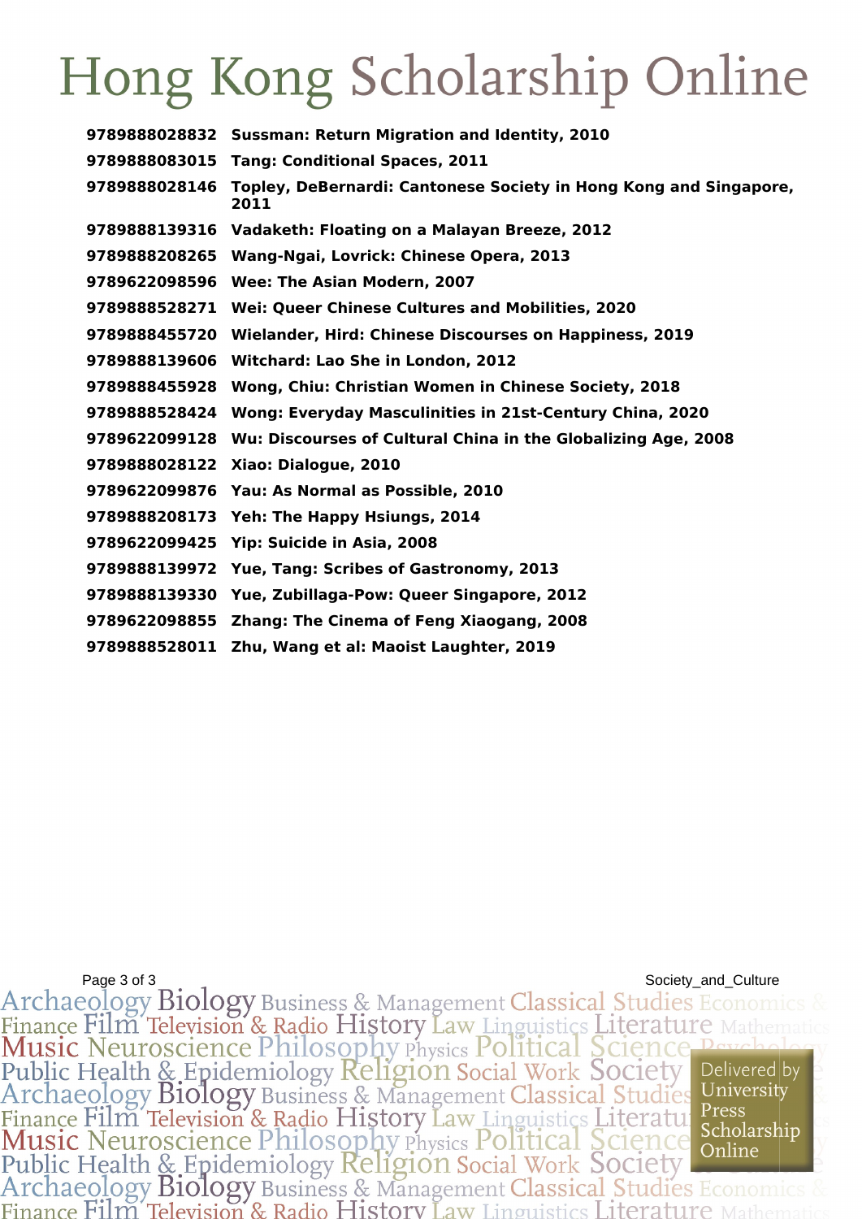# Hong Kong Scholarship Online

| | |
|---|---|
| **9789888028832** | **Sussman: Return Migration and Identity, 2010** |
| **9789888083015** | **Tang: Conditional Spaces, 2011** |
| **9789888028146** | **Topley, DeBernardi: Cantonese Society in Hong Kong and Singapore, 2011** |
| **9789888139316** | **Vadaketh: Floating on a Malayan Breeze, 2012** |
| **9789888208265** | **Wang-Ngai, Lovrick: Chinese Opera, 2013** |
| **9789622098596** | **Wee: The Asian Modern, 2007** |
| **9789888528271** | **Wei: Queer Chinese Cultures and Mobilities, 2020** |
| **9789888455720** | **Wielander, Hird: Chinese Discourses on Happiness, 2019** |
| **9789888139606** | **Witchard: Lao She in London, 2012** |
| **9789888455928** | **Wong, Chiu: Christian Women in Chinese Society, 2018** |
| **9789888528424** | **Wong: Everyday Masculinities in 21st-Century China, 2020** |
| **9789622099128** | **Wu: Discourses of Cultural China in the Globalizing Age, 2008** |
| **9789888028122** | **Xiao: Dialogue, 2010** |
| **9789622099876** | **Yau: As Normal as Possible, 2010** |
| **9789888208173** | **Yeh: The Happy Hsiungs, 2014** |
| **9789622099425** | **Yip: Suicide in Asia, 2008** |
| **9789888139972** | **Yue, Tang: Scribes of Gastronomy, 2013** |
| **9789888139330** | **Yue, Zubillaga-Pow: Queer Singapore, 2012** |
| **9789622098855** | **Zhang: The Cinema of Feng Xiaogang, 2008** |
| **9789888528011** | **Zhu, Wang et al: Maoist Laughter, 2019** |